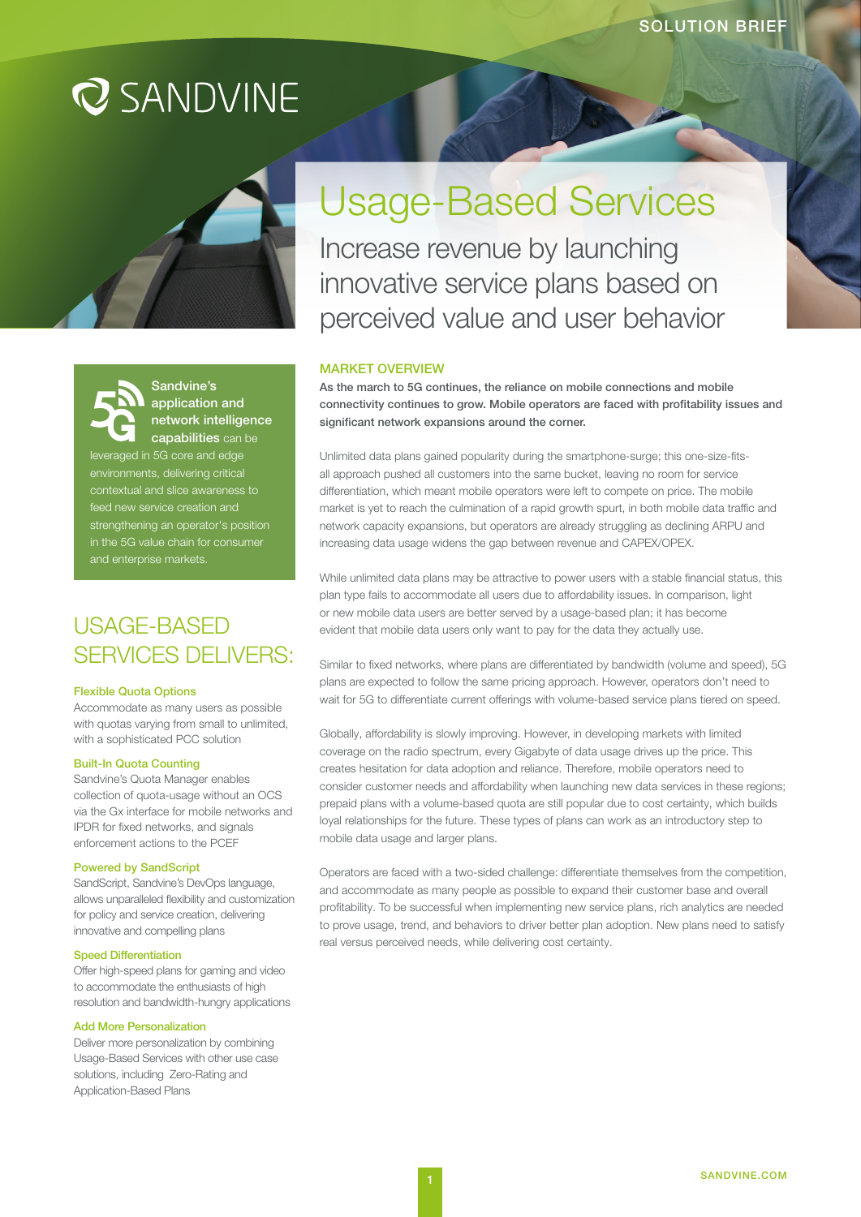SOLUTION BRIEF

SANDVINE

# Usage-Based Services

## Increase revenue by launching innovative service plans based on perceived value and user behavior

### MARKET OVERVIEW

**As the march to 5G continues, the reliance on mobile connections and mobile connectivity continues to grow. Mobile operators are faced with profitability issues and significant network expansions around the corner.**

Unlimited data plans gained popularity during the smartphone-surge; this one-size-fits-all approach pushed all customers into the same bucket, leaving no room for service differentiation, which meant mobile operators were left to compete on price. The mobile market is yet to reach the culmination of a rapid growth spurt, in both mobile data traffic and network capacity expansions, but operators are already struggling as declining ARPU and increasing data usage widens the gap between revenue and CAPEX/OPEX.

While unlimited data plans may be attractive to power users with a stable financial status, this plan type fails to accommodate all users due to affordability issues. In comparison, light or new mobile data users are better served by a usage-based plan; it has become evident that mobile data users only want to pay for the data they actually use.

Similar to fixed networks, where plans are differentiated by bandwidth (volume and speed), 5G plans are expected to follow the same pricing approach. However, operators don't need to wait for 5G to differentiate current offerings with volume-based service plans tiered on speed.

Globally, affordability is slowly improving. However, in developing markets with limited coverage on the radio spectrum, every Gigabyte of data usage drives up the price. This creates hesitation for data adoption and reliance. Therefore, mobile operators need to consider customer needs and affordability when launching new data services in these regions; prepaid plans with a volume-based quota are still popular due to cost certainty, which builds loyal relationships for the future. These types of plans can work as an introductory step to mobile data usage and larger plans.

Operators are faced with a two-sided challenge: differentiate themselves from the competition, and accommodate as many people as possible to expand their customer base and overall profitability. To be successful when implementing new service plans, rich analytics are needed to prove usage, trend, and behaviors to driver better plan adoption. New plans need to satisfy real versus perceived needs, while delivering cost certainty.

**Sandvine's application and network intelligence capabilities** can be leveraged in 5G core and edge environments, delivering critical contextual and slice awareness to feed new service creation and strengthening an operator's position in the 5G value chain for consumer and enterprise markets.

## USAGE-BASED SERVICES DELIVERS:

**Flexible Quota Options**
Accommodate as many users as possible with quotas varying from small to unlimited, with a sophisticated PCC solution

**Built-In Quota Counting**
Sandvine's Quota Manager enables collection of quota-usage without an OCS via the Gx interface for mobile networks and IPDR for fixed networks, and signals enforcement actions to the PCEF

**Powered by SandScript**
SandScript, Sandvine's DevOps language, allows unparalleled flexibility and customization for policy and service creation, delivering innovative and compelling plans

**Speed Differentiation**
Offer high-speed plans for gaming and video to accommodate the enthusiasts of high resolution and bandwidth-hungry applications

**Add More Personalization**
Deliver more personalization by combining Usage-Based Services with other use case solutions, including Zero-Rating and Application-Based Plans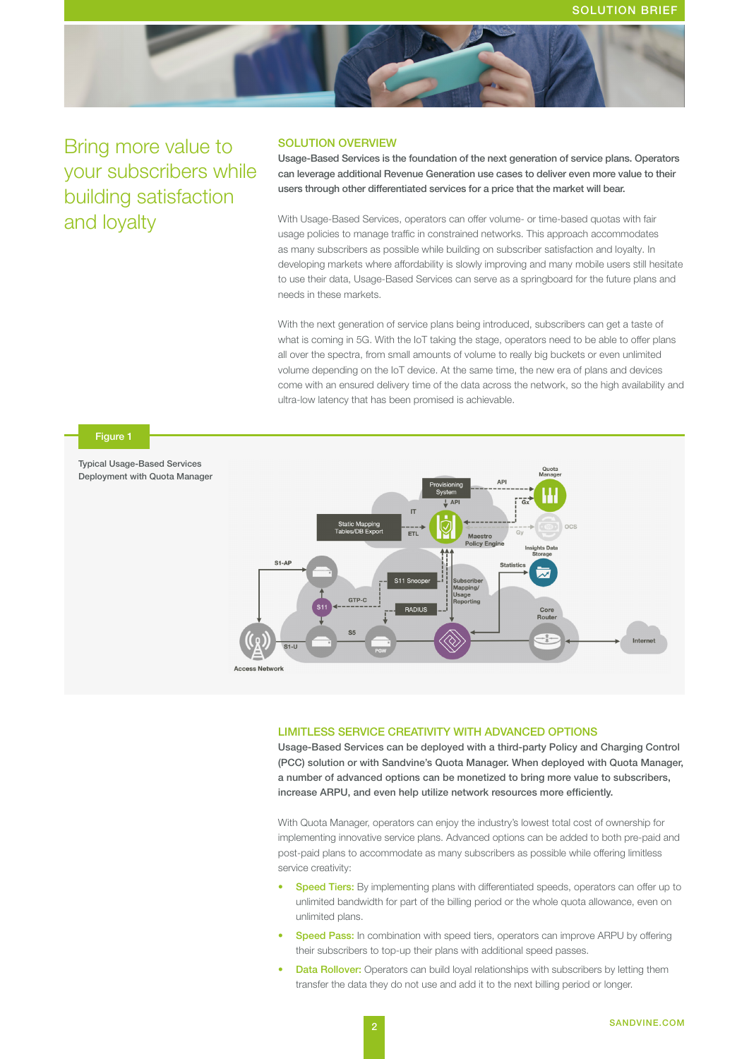# Bring more value to your subscribers while building satisfaction and loyalty

## SOLUTION OVERVIEW

**Usage-Based Services is the foundation of the next generation of service plans. Operators can leverage additional Revenue Generation use cases to deliver even more value to their users through other differentiated services for a price that the market will bear.**

With Usage-Based Services, operators can offer volume- or time-based quotas with fair usage policies to manage traffic in constrained networks. This approach accommodates as many subscribers as possible while building on subscriber satisfaction and loyalty. In developing markets where affordability is slowly improving and many mobile users still hesitate to use their data, Usage-Based Services can serve as a springboard for the future plans and needs in these markets.

With the next generation of service plans being introduced, subscribers can get a taste of what is coming in 5G. With the IoT taking the stage, operators need to be able to offer plans all over the spectra, from small amounts of volume to really big buckets or even unlimited volume depending on the IoT device. At the same time, the new era of plans and devices come with an ensured delivery time of the data across the network, so the high availability and ultra-low latency that has been promised is achievable.

**Figure 1**

Typical Usage-Based Services Deployment with Quota Manager

## LIMITLESS SERVICE CREATIVITY WITH ADVANCED OPTIONS

**Usage-Based Services can be deployed with a third-party Policy and Charging Control (PCC) solution or with Sandvine's Quota Manager. When deployed with Quota Manager, a number of advanced options can be monetized to bring more value to subscribers, increase ARPU, and even help utilize network resources more efficiently.**

With Quota Manager, operators can enjoy the industry's lowest total cost of ownership for implementing innovative service plans. Advanced options can be added to both pre-paid and post-paid plans to accommodate as many subscribers as possible while offering limitless service creativity:

- **Speed Tiers:** By implementing plans with differentiated speeds, operators can offer up to unlimited bandwidth for part of the billing period or the whole quota allowance, even on unlimited plans.
- **Speed Pass:** In combination with speed tiers, operators can improve ARPU by offering their subscribers to top-up their plans with additional speed passes.
- **Data Rollover:** Operators can build loyal relationships with subscribers by letting them transfer the data they do not use and add it to the next billing period or longer.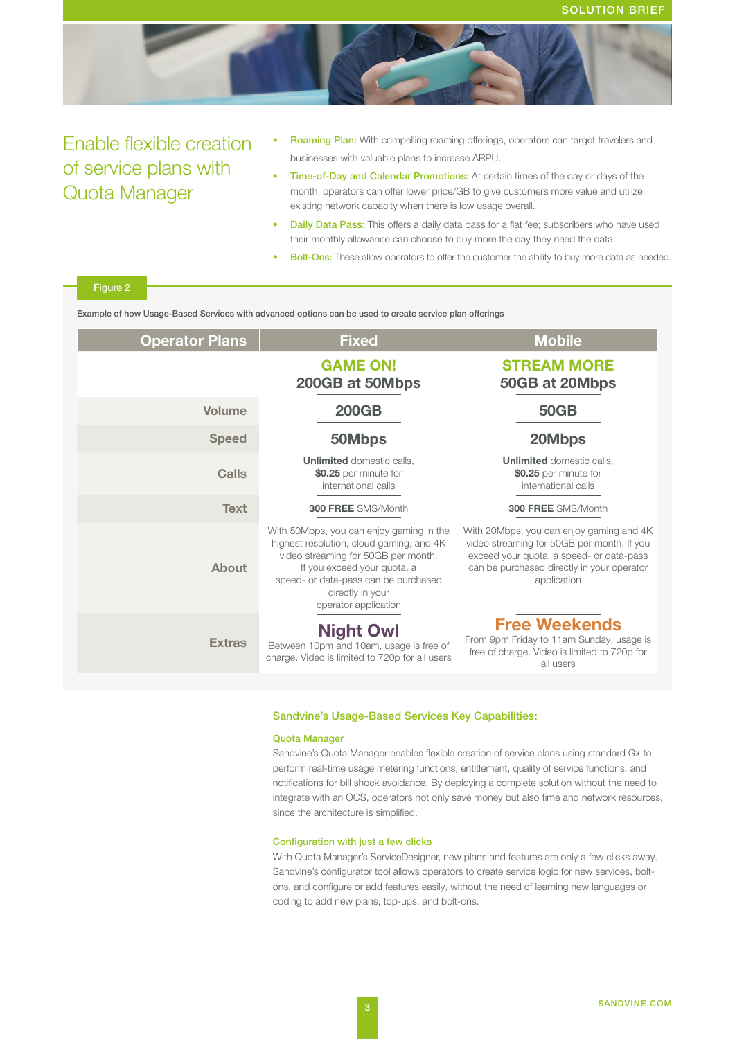## Enable flexible creation of service plans with Quota Manager

- **Roaming Plan:** With compelling roaming offerings, operators can target travelers and businesses with valuable plans to increase ARPU.
- **Time-of-Day and Calendar Promotions:** At certain times of the day or days of the month, operators can offer lower price/GB to give customers more value and utilize existing network capacity when there is low usage overall.
- **Daily Data Pass:** This offers a daily data pass for a flat fee; subscribers who have used their monthly allowance can choose to buy more the day they need the data.
- **Bolt-Ons:** These allow operators to offer the customer the ability to buy more data as needed.

Figure 2

Example of how Usage-Based Services with advanced options can be used to create service plan offerings

| Operator Plans | Fixed | Mobile |
|---|---|---|
| | **GAME ON!** 200GB at 50Mbps | **STREAM MORE** 50GB at 20Mbps |
| Volume | 200GB | 50GB |
| Speed | 50Mbps | 20Mbps |
| Calls | **Unlimited** domestic calls, **$0.25** per minute for international calls | **Unlimited** domestic calls, **$0.25** per minute for international calls |
| Text | **300 FREE** SMS/Month | **300 FREE** SMS/Month |
| About | With 50Mbps, you can enjoy gaming in the highest resolution, cloud gaming, and 4K video streaming for 50GB per month. If you exceed your quota, a speed- or data-pass can be purchased directly in your operator application | With 20Mbps, you can enjoy gaming and 4K video streaming for 50GB per month. If you exceed your quota, a speed- or data-pass can be purchased directly in your operator application |
| Extras | **Night Owl** Between 10pm and 10am, usage is free of charge. Video is limited to 720p for all users | **Free Weekends** From 9pm Friday to 11am Sunday, usage is free of charge. Video is limited to 720p for all users |

### Sandvine's Usage-Based Services Key Capabilities:

#### Quota Manager

Sandvine's Quota Manager enables flexible creation of service plans using standard Gx to perform real-time usage metering functions, entitlement, quality of service functions, and notifications for bill shock avoidance. By deploying a complete solution without the need to integrate with an OCS, operators not only save money but also time and network resources, since the architecture is simplified.

#### Configuration with just a few clicks

With Quota Manager's ServiceDesigner, new plans and features are only a few clicks away. Sandvine's configurator tool allows operators to create service logic for new services, bolt-ons, and configure or add features easily, without the need of learning new languages or coding to add new plans, top-ups, and bolt-ons.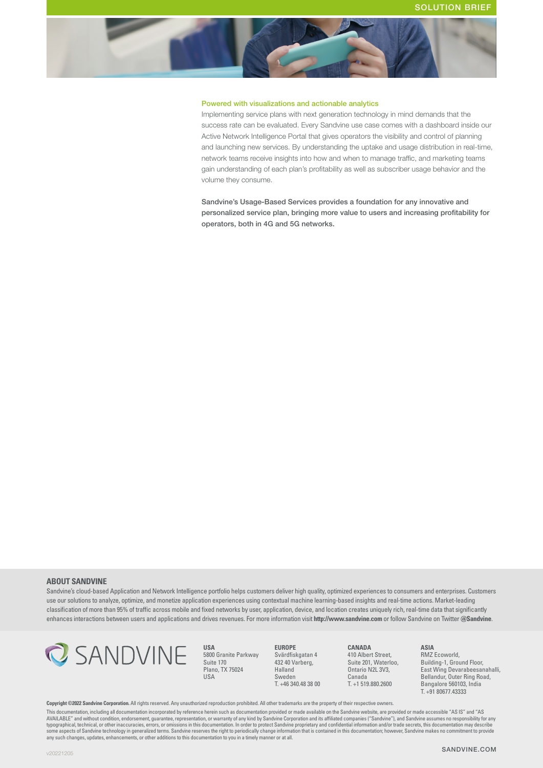### Powered with visualizations and actionable analytics

Implementing service plans with next generation technology in mind demands that the success rate can be evaluated. Every Sandvine use case comes with a dashboard inside our Active Network Intelligence Portal that gives operators the visibility and control of planning and launching new services. By understanding the uptake and usage distribution in real-time, network teams receive insights into how and when to manage traffic, and marketing teams gain understanding of each plan's profitability as well as subscriber usage behavior and the volume they consume.

**Sandvine's Usage-Based Services provides a foundation for any innovative and personalized service plan, bringing more value to users and increasing profitability for operators, both in 4G and 5G networks.**

## ABOUT SANDVINE

Sandvine's cloud-based Application and Network Intelligence portfolio helps customers deliver high quality, optimized experiences to consumers and enterprises. Customers use our solutions to analyze, optimize, and monetize application experiences using contextual machine learning-based insights and real-time actions. Market-leading classification of more than 95% of traffic across mobile and fixed networks by user, application, device, and location creates uniquely rich, real-time data that significantly enhances interactions between users and applications and drives revenues. For more information visit **http://www.sandvine.com** or follow Sandvine on Twitter **@Sandvine**.

SANDVINE

**USA**
5800 Granite Parkway
Suite 170
Plano, TX 75024
USA

**EUROPE**
Svärdfiskgatan 4
432 40 Varberg,
Halland
Sweden
T. +46 340.48 38 00

**CANADA**
410 Albert Street,
Suite 201, Waterloo,
Ontario N2L 3V3,
Canada
T. +1 519.880.2600

**ASIA**
RMZ Ecoworld,
Building-1, Ground Floor,
East Wing Devarabeesanahalli,
Bellandur, Outer Ring Road,
Bangalore 560103, India
T. +91 80677.43333

**Copyright ©2022 Sandvine Corporation.** All rights reserved. Any unauthorized reproduction prohibited. All other trademarks are the property of their respective owners.

This documentation, including all documentation incorporated by reference herein such as documentation provided or made available on the Sandvine website, are provided or made accessible "AS IS" and "AS AVAILABLE" and without condition, endorsement, guarantee, representation, or warranty of any kind by Sandvine Corporation and its affiliated companies ("Sandvine"), and Sandvine assumes no responsibility for any typographical, technical, or other inaccuracies, errors, or omissions in this documentation. In order to protect Sandvine proprietary and confidential information and/or trade secrets, this documentation may describe some aspects of Sandvine technology in generalized terms. Sandvine reserves the right to periodically change information that is contained in this documentation; however, Sandvine makes no commitment to provide any such changes, updates, enhancements, or other additions to this documentation to you in a timely manner or at all.

v20221205

SANDVINE.COM